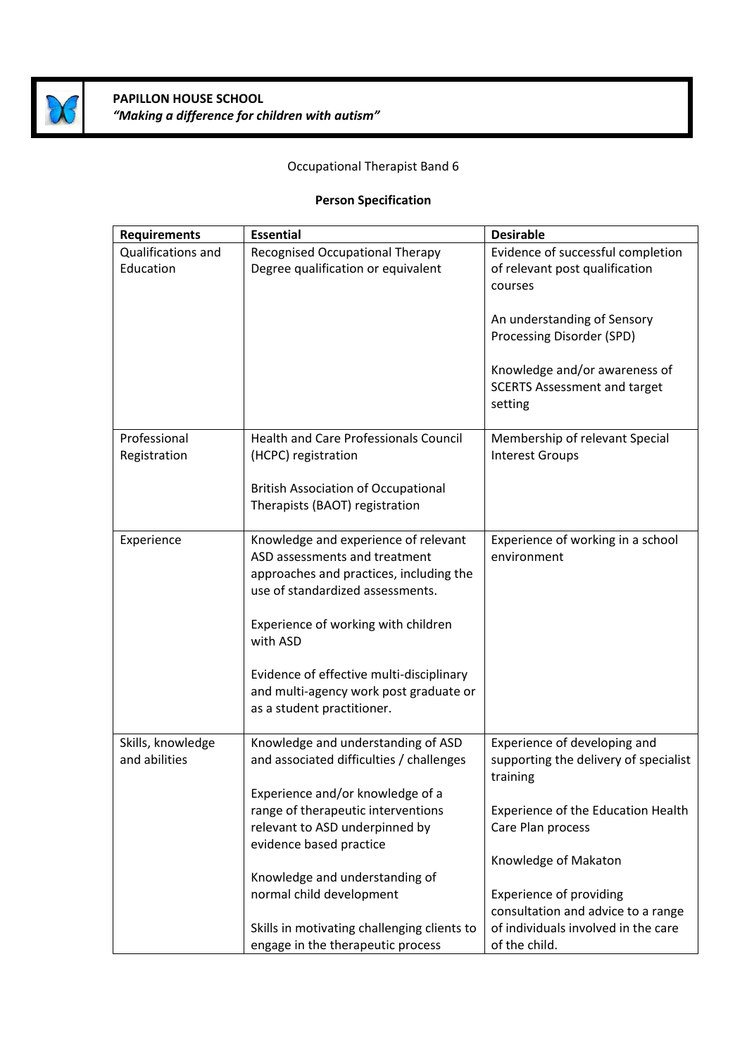**PAPILLON HOUSE SCHOOL**
***"Making a difference for children with autism"***

Occupational Therapist Band 6

**Person Specification**

| **Requirements** | **Essential** | **Desirable** |
|---|---|---|
| Qualifications and Education | Recognised Occupational Therapy Degree qualification or equivalent | Evidence of successful completion of relevant post qualification courses<br><br>An understanding of Sensory Processing Disorder (SPD)<br><br>Knowledge and/or awareness of SCERTS Assessment and target setting |
| Professional Registration | Health and Care Professionals Council (HCPC) registration<br><br>British Association of Occupational Therapists (BAOT) registration | Membership of relevant Special Interest Groups |
| Experience | Knowledge and experience of relevant ASD assessments and treatment approaches and practices, including the use of standardized assessments.<br><br>Experience of working with children with ASD<br><br>Evidence of effective multi-disciplinary and multi-agency work post graduate or as a student practitioner. | Experience of working in a school environment |
| Skills, knowledge and abilities | Knowledge and understanding of ASD and associated difficulties / challenges<br><br>Experience and/or knowledge of a range of therapeutic interventions relevant to ASD underpinned by evidence based practice<br><br>Knowledge and understanding of normal child development<br><br>Skills in motivating challenging clients to engage in the therapeutic process | Experience of developing and supporting the delivery of specialist training<br><br>Experience of the Education Health Care Plan process<br><br>Knowledge of Makaton<br><br>Experience of providing consultation and advice to a range of individuals involved in the care of the child. |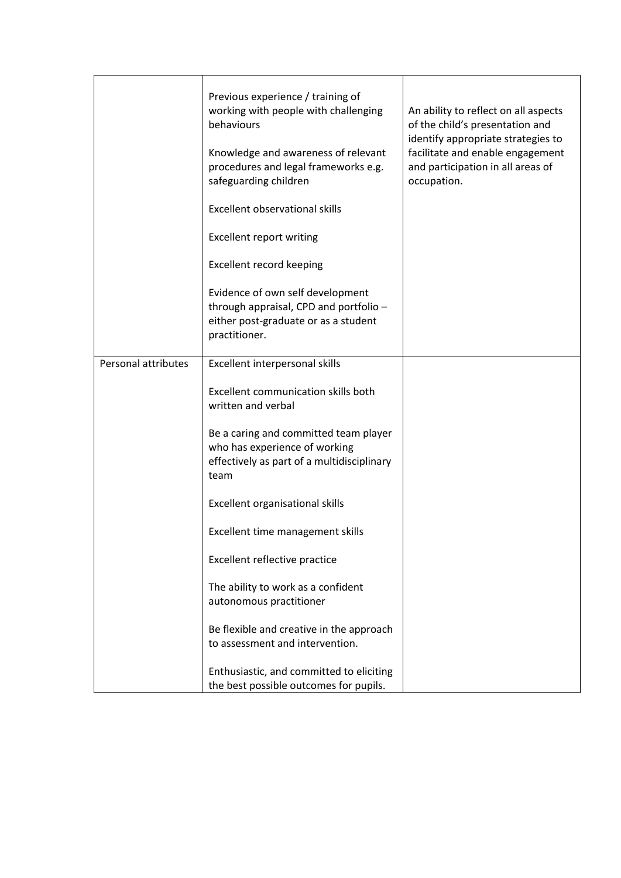| | | |
|---|---|---|
| | Previous experience / training of working with people with challenging behaviours<br><br>Knowledge and awareness of relevant procedures and legal frameworks e.g. safeguarding children<br><br>Excellent observational skills<br><br>Excellent report writing<br><br>Excellent record keeping<br><br>Evidence of own self development through appraisal, CPD and portfolio – either post-graduate or as a student practitioner. | An ability to reflect on all aspects of the child's presentation and identify appropriate strategies to facilitate and enable engagement and participation in all areas of occupation. |
| Personal attributes | Excellent interpersonal skills<br><br>Excellent communication skills both written and verbal<br><br>Be a caring and committed team player who has experience of working effectively as part of a multidisciplinary team<br><br>Excellent organisational skills<br><br>Excellent time management skills<br><br>Excellent reflective practice<br><br>The ability to work as a confident autonomous practitioner<br><br>Be flexible and creative in the approach to assessment and intervention.<br><br>Enthusiastic, and committed to eliciting the best possible outcomes for pupils. | |